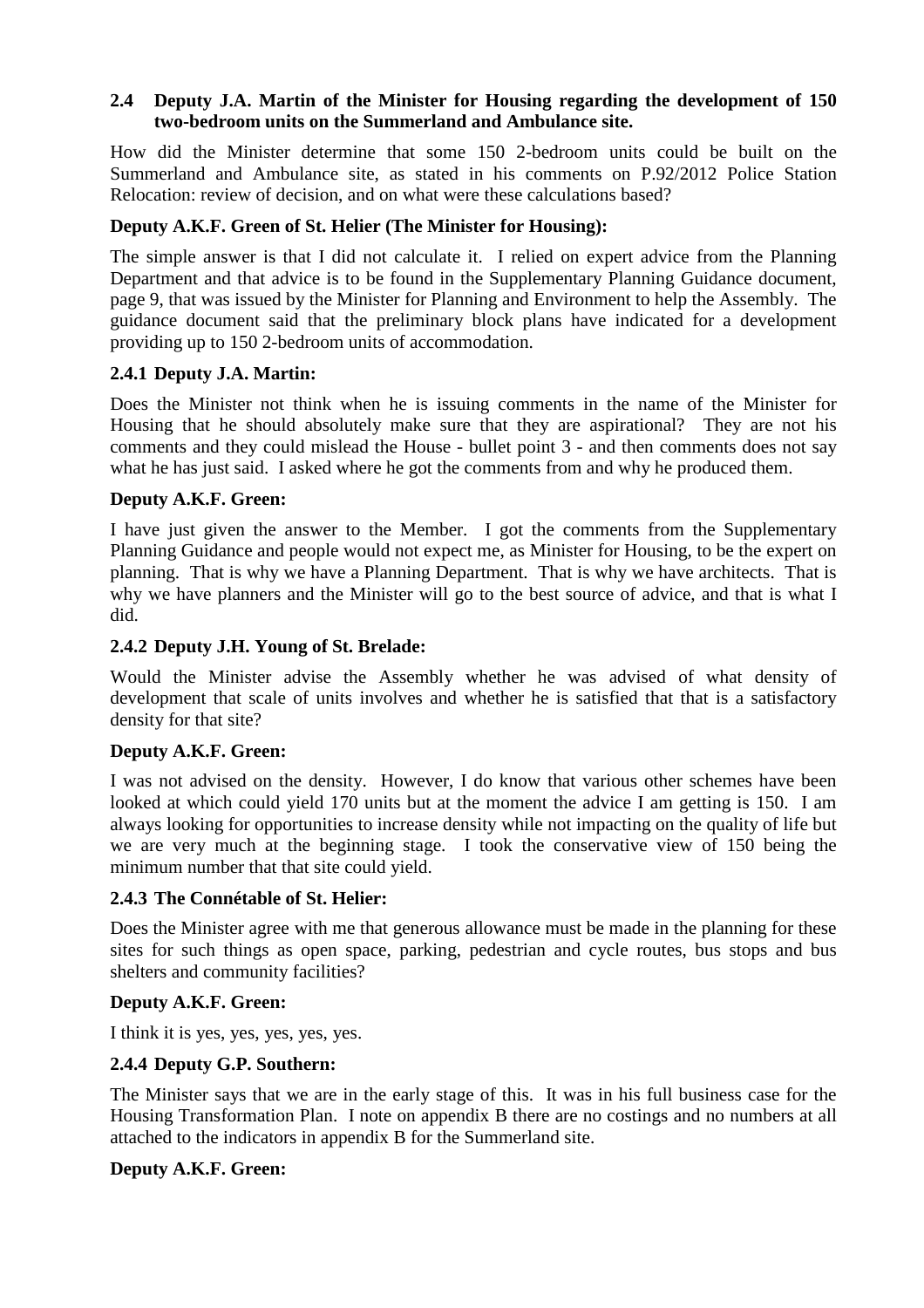### 2.4 Deputy J.A. Martin of the Minister for Housing regarding the development of 150 two-bedroom units on the Summerland and Ambulance site.

How did the Minister determine that some 150 2-bedroom units could be built on the Summerland and Ambulance site, as stated in his comments on P.92/2012 Police Station Relocation: review of decision, and on what were these calculations based?

**Deputy A.K.F. Green of St. Helier (The Minister for Housing):**

The simple answer is that I did not calculate it. I relied on expert advice from the Planning Department and that advice is to be found in the Supplementary Planning Guidance document, page 9, that was issued by the Minister for Planning and Environment to help the Assembly. The guidance document said that the preliminary block plans have indicated for a development providing up to 150 2-bedroom units of accommodation.

### 2.4.1 Deputy J.A. Martin:

Does the Minister not think when he is issuing comments in the name of the Minister for Housing that he should absolutely make sure that they are aspirational? They are not his comments and they could mislead the House - bullet point 3 - and then comments does not say what he has just said. I asked where he got the comments from and why he produced them.

**Deputy A.K.F. Green:**

I have just given the answer to the Member. I got the comments from the Supplementary Planning Guidance and people would not expect me, as Minister for Housing, to be the expert on planning. That is why we have a Planning Department. That is why we have architects. That is why we have planners and the Minister will go to the best source of advice, and that is what I did.

### 2.4.2 Deputy J.H. Young of St. Brelade:

Would the Minister advise the Assembly whether he was advised of what density of development that scale of units involves and whether he is satisfied that that is a satisfactory density for that site?

**Deputy A.K.F. Green:**

I was not advised on the density. However, I do know that various other schemes have been looked at which could yield 170 units but at the moment the advice I am getting is 150. I am always looking for opportunities to increase density while not impacting on the quality of life but we are very much at the beginning stage. I took the conservative view of 150 being the minimum number that that site could yield.

### 2.4.3 The Connétable of St. Helier:

Does the Minister agree with me that generous allowance must be made in the planning for these sites for such things as open space, parking, pedestrian and cycle routes, bus stops and bus shelters and community facilities?

**Deputy A.K.F. Green:**

I think it is yes, yes, yes, yes, yes.

### 2.4.4 Deputy G.P. Southern:

The Minister says that we are in the early stage of this. It was in his full business case for the Housing Transformation Plan. I note on appendix B there are no costings and no numbers at all attached to the indicators in appendix B for the Summerland site.

**Deputy A.K.F. Green:**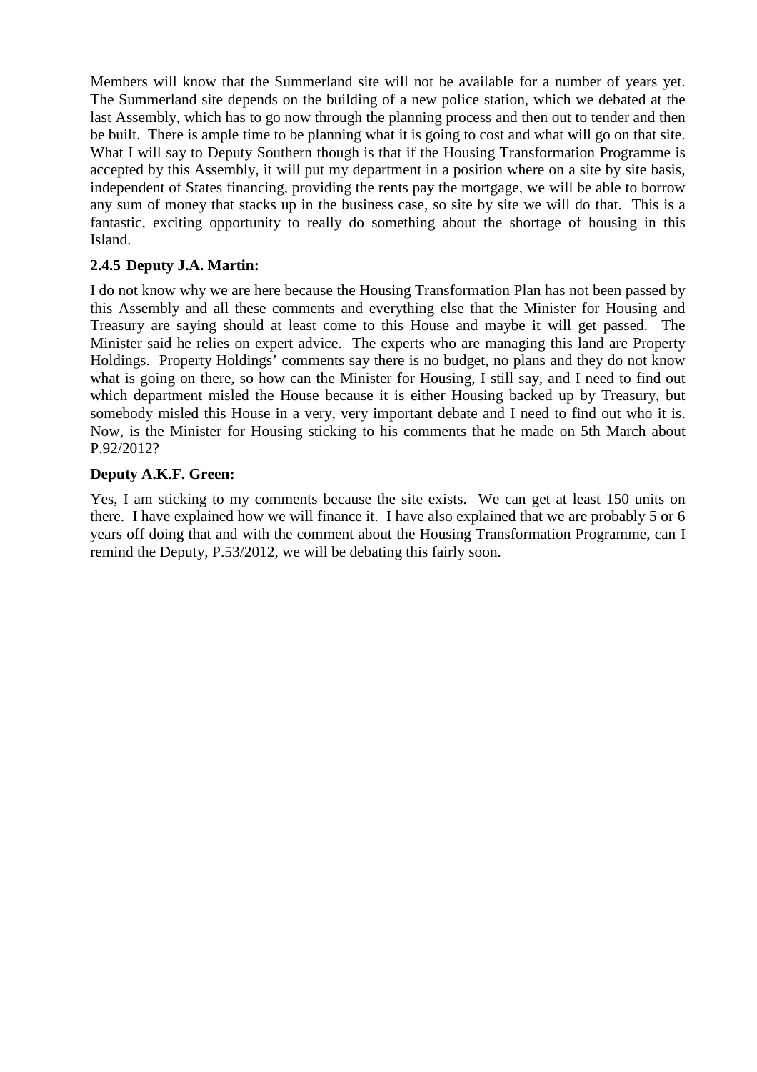Members will know that the Summerland site will not be available for a number of years yet. The Summerland site depends on the building of a new police station, which we debated at the last Assembly, which has to go now through the planning process and then out to tender and then be built. There is ample time to be planning what it is going to cost and what will go on that site. What I will say to Deputy Southern though is that if the Housing Transformation Programme is accepted by this Assembly, it will put my department in a position where on a site by site basis, independent of States financing, providing the rents pay the mortgage, we will be able to borrow any sum of money that stacks up in the business case, so site by site we will do that. This is a fantastic, exciting opportunity to really do something about the shortage of housing in this Island.

### 2.4.5 Deputy J.A. Martin:

I do not know why we are here because the Housing Transformation Plan has not been passed by this Assembly and all these comments and everything else that the Minister for Housing and Treasury are saying should at least come to this House and maybe it will get passed. The Minister said he relies on expert advice. The experts who are managing this land are Property Holdings. Property Holdings' comments say there is no budget, no plans and they do not know what is going on there, so how can the Minister for Housing, I still say, and I need to find out which department misled the House because it is either Housing backed up by Treasury, but somebody misled this House in a very, very important debate and I need to find out who it is. Now, is the Minister for Housing sticking to his comments that he made on 5th March about P.92/2012?

**Deputy A.K.F. Green:**

Yes, I am sticking to my comments because the site exists. We can get at least 150 units on there. I have explained how we will finance it. I have also explained that we are probably 5 or 6 years off doing that and with the comment about the Housing Transformation Programme, can I remind the Deputy, P.53/2012, we will be debating this fairly soon.